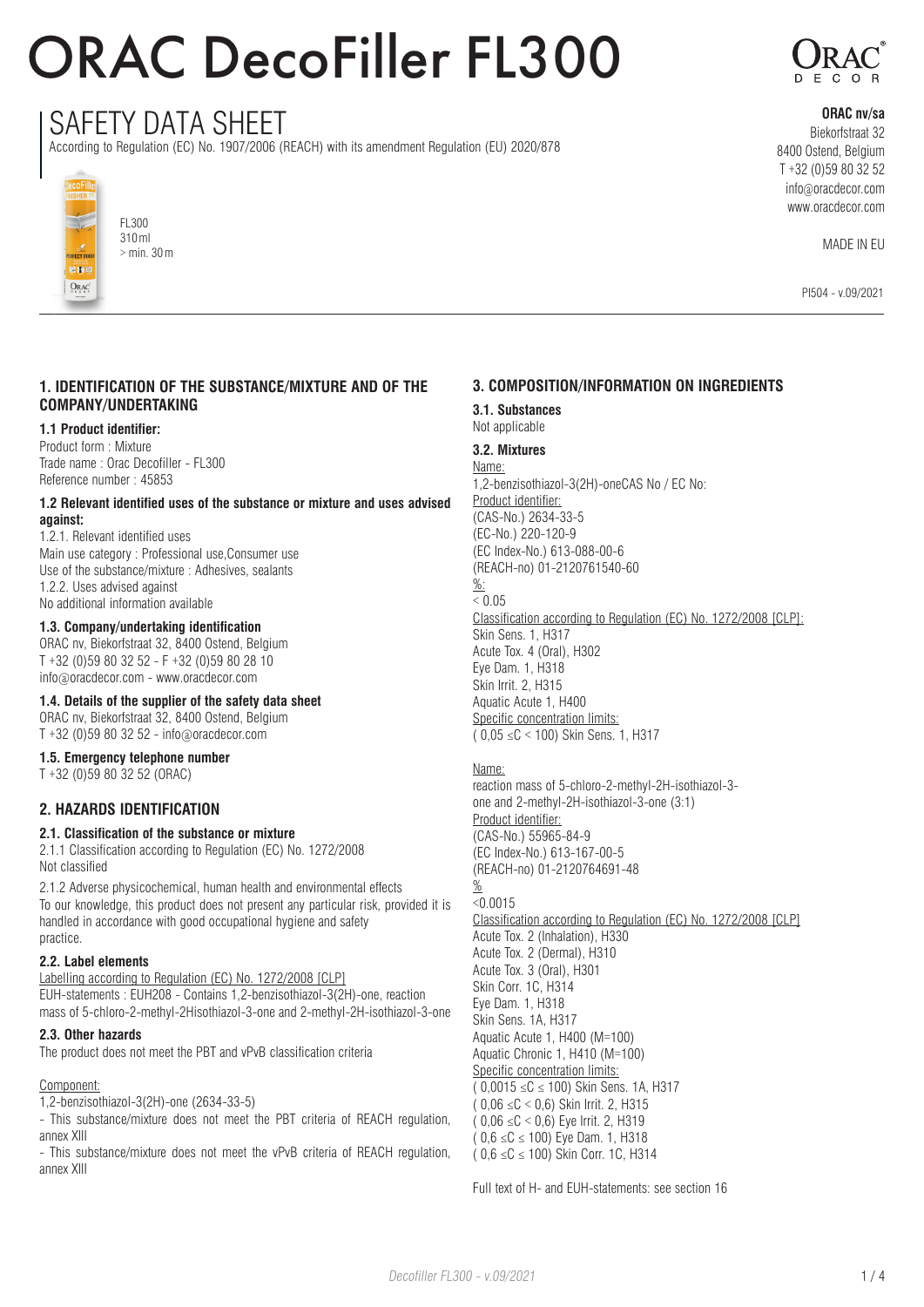# ORAC DecoFiller FL300

## SAFETY DATA SHEET

According to Regulation (EC) No. 1907/2006 (REACH) with its amendment Regulation (EU) 2020/878

FL300
310 ml
> min. 30 m

**ORAC nv/sa**
Biekorfstraat 32
8400 Ostend, Belgium
T +32 (0)59 80 32 52
info@oracdecor.com
www.oracdecor.com

MADE IN EU

PI504 - v.09/2021

### 1. IDENTIFICATION OF THE SUBSTANCE/MIXTURE AND OF THE COMPANY/UNDERTAKING

**1.1 Product identifier:**
Product form : Mixture
Trade name : Orac Decofiller - FL300
Reference number : 45853

**1.2 Relevant identified uses of the substance or mixture and uses advised against:**
1.2.1. Relevant identified uses
Main use category : Professional use,Consumer use
Use of the substance/mixture : Adhesives, sealants
1.2.2. Uses advised against
No additional information available

**1.3. Company/undertaking identification**
ORAC nv, Biekorfstraat 32, 8400 Ostend, Belgium
T +32 (0)59 80 32 52 - F +32 (0)59 80 28 10
info@oracdecor.com - www.oracdecor.com

**1.4. Details of the supplier of the safety data sheet**
ORAC nv, Biekorfstraat 32, 8400 Ostend, Belgium
T +32 (0)59 80 32 52 - info@oracdecor.com

**1.5. Emergency telephone number**
T +32 (0)59 80 32 52 (ORAC)

### 2. HAZARDS IDENTIFICATION

**2.1. Classification of the substance or mixture**
2.1.1 Classification according to Regulation (EC) No. 1272/2008
Not classified

2.1.2 Adverse physicochemical, human health and environmental effects
To our knowledge, this product does not present any particular risk, provided it is handled in accordance with good occupational hygiene and safety practice.

**2.2. Label elements**
Labelling according to Regulation (EC) No. 1272/2008 [CLP]
EUH-statements : EUH208 - Contains 1,2-benzisothiazol-3(2H)-one, reaction mass of 5-chloro-2-methyl-2Hisothiazol-3-one and 2-methyl-2H-isothiazol-3-one

**2.3. Other hazards**
The product does not meet the PBT and vPvB classification criteria

Component:
1,2-benzisothiazol-3(2H)-one (2634-33-5)
- This substance/mixture does not meet the PBT criteria of REACH regulation, annex XIII
- This substance/mixture does not meet the vPvB criteria of REACH regulation, annex XIII

### 3. COMPOSITION/INFORMATION ON INGREDIENTS

**3.1. Substances**
Not applicable

**3.2. Mixtures**
Name:
1,2-benzisothiazol-3(2H)-oneCAS No / EC No:
Product identifier:
(CAS-No.) 2634-33-5
(EC-No.) 220-120-9
(EC Index-No.) 613-088-00-6
(REACH-no) 01-2120761540-60
%:
< 0.05
Classification according to Regulation (EC) No. 1272/2008 [CLP]:
Skin Sens. 1, H317
Acute Tox. 4 (Oral), H302
Eye Dam. 1, H318
Skin Irrit. 2, H315
Aquatic Acute 1, H400
Specific concentration limits:
( 0,05 ≤C < 100) Skin Sens. 1, H317

Name:
reaction mass of 5-chloro-2-methyl-2H-isothiazol-3-one and 2-methyl-2H-isothiazol-3-one (3:1)
Product identifier:
(CAS-No.) 55965-84-9
(EC Index-No.) 613-167-00-5
(REACH-no) 01-2120764691-48
%
<0.0015
Classification according to Regulation (EC) No. 1272/2008 [CLP]
Acute Tox. 2 (Inhalation), H330
Acute Tox. 2 (Dermal), H310
Acute Tox. 3 (Oral), H301
Skin Corr. 1C, H314
Eye Dam. 1, H318
Skin Sens. 1A, H317
Aquatic Acute 1, H400 (M=100)
Aquatic Chronic 1, H410 (M=100)
Specific concentration limits:
( 0,0015 ≤C ≤ 100) Skin Sens. 1A, H317
( 0,06 ≤C < 0,6) Skin Irrit. 2, H315
( 0,06 ≤C < 0,6) Eye Irrit. 2, H319
( 0,6 ≤C ≤ 100) Eye Dam. 1, H318
( 0,6 ≤C ≤ 100) Skin Corr. 1C, H314

Full text of H- and EUH-statements: see section 16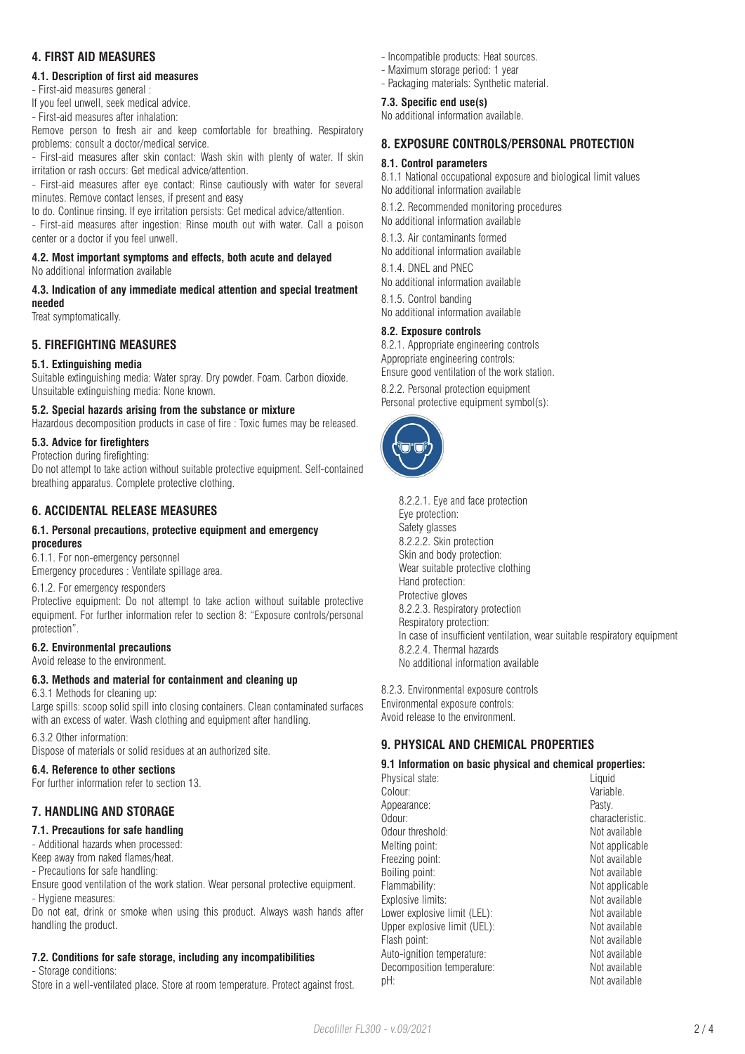## 4. FIRST AID MEASURES

### 4.1. Description of first aid measures

- First-aid measures general :

If you feel unwell, seek medical advice.

- First-aid measures after inhalation:

Remove person to fresh air and keep comfortable for breathing. Respiratory problems: consult a doctor/medical service.

- First-aid measures after skin contact: Wash skin with plenty of water. If skin irritation or rash occurs: Get medical advice/attention.

- First-aid measures after eye contact: Rinse cautiously with water for several minutes. Remove contact lenses, if present and easy to do. Continue rinsing. If eye irritation persists: Get medical advice/attention.

- First-aid measures after ingestion: Rinse mouth out with water. Call a poison center or a doctor if you feel unwell.

### 4.2. Most important symptoms and effects, both acute and delayed

No additional information available

### 4.3. Indication of any immediate medical attention and special treatment needed

Treat symptomatically.

## 5. FIREFIGHTING MEASURES

### 5.1. Extinguishing media

Suitable extinguishing media: Water spray. Dry powder. Foam. Carbon dioxide.
Unsuitable extinguishing media: None known.

### 5.2. Special hazards arising from the substance or mixture

Hazardous decomposition products in case of fire : Toxic fumes may be released.

### 5.3. Advice for firefighters

Protection during firefighting:

Do not attempt to take action without suitable protective equipment. Self-contained breathing apparatus. Complete protective clothing.

## 6. ACCIDENTAL RELEASE MEASURES

### 6.1. Personal precautions, protective equipment and emergency procedures

6.1.1. For non-emergency personnel

Emergency procedures : Ventilate spillage area.

6.1.2. For emergency responders

Protective equipment: Do not attempt to take action without suitable protective equipment. For further information refer to section 8: "Exposure controls/personal protection".

### 6.2. Environmental precautions

Avoid release to the environment.

### 6.3. Methods and material for containment and cleaning up

6.3.1 Methods for cleaning up:

Large spills: scoop solid spill into closing containers. Clean contaminated surfaces with an excess of water. Wash clothing and equipment after handling.

6.3.2 Other information:

Dispose of materials or solid residues at an authorized site.

### 6.4. Reference to other sections

For further information refer to section 13.

## 7. HANDLING AND STORAGE

### 7.1. Precautions for safe handling

- Additional hazards when processed:

Keep away from naked flames/heat.

- Precautions for safe handling:

Ensure good ventilation of the work station. Wear personal protective equipment.

- Hygiene measures:

Do not eat, drink or smoke when using this product. Always wash hands after handling the product.

### 7.2. Conditions for safe storage, including any incompatibilities

- Storage conditions:

Store in a well-ventilated place. Store at room temperature. Protect against frost.

- Incompatible products: Heat sources.
- Maximum storage period: 1 year
- Packaging materials: Synthetic material.

### 7.3. Specific end use(s)

No additional information available.

## 8. EXPOSURE CONTROLS/PERSONAL PROTECTION

### 8.1. Control parameters

8.1.1 National occupational exposure and biological limit values
No additional information available

8.1.2. Recommended monitoring procedures
No additional information available

8.1.3. Air contaminants formed
No additional information available

8.1.4. DNEL and PNEC
No additional information available

8.1.5. Control banding
No additional information available

### 8.2. Exposure controls

8.2.1. Appropriate engineering controls
Appropriate engineering controls:
Ensure good ventilation of the work station.

8.2.2. Personal protection equipment
Personal protective equipment symbol(s):

8.2.2.1. Eye and face protection
Eye protection:
Safety glasses
8.2.2.2. Skin protection
Skin and body protection:
Wear suitable protective clothing
Hand protection:
Protective gloves
8.2.2.3. Respiratory protection
Respiratory protection:
In case of insufficient ventilation, wear suitable respiratory equipment
8.2.2.4. Thermal hazards
No additional information available

8.2.3. Environmental exposure controls
Environmental exposure controls:
Avoid release to the environment.

## 9. PHYSICAL AND CHEMICAL PROPERTIES

### 9.1 Information on basic physical and chemical properties:

| Property | Value |
|---|---|
| Physical state: | Liquid |
| Colour: | Variable. |
| Appearance: | Pasty. |
| Odour: | characteristic. |
| Odour threshold: | Not available |
| Melting point: | Not applicable |
| Freezing point: | Not available |
| Boiling point: | Not available |
| Flammability: | Not applicable |
| Explosive limits: | Not available |
| Lower explosive limit (LEL): | Not available |
| Upper explosive limit (UEL): | Not available |
| Flash point: | Not available |
| Auto-ignition temperature: | Not available |
| Decomposition temperature: | Not available |
| pH: | Not available |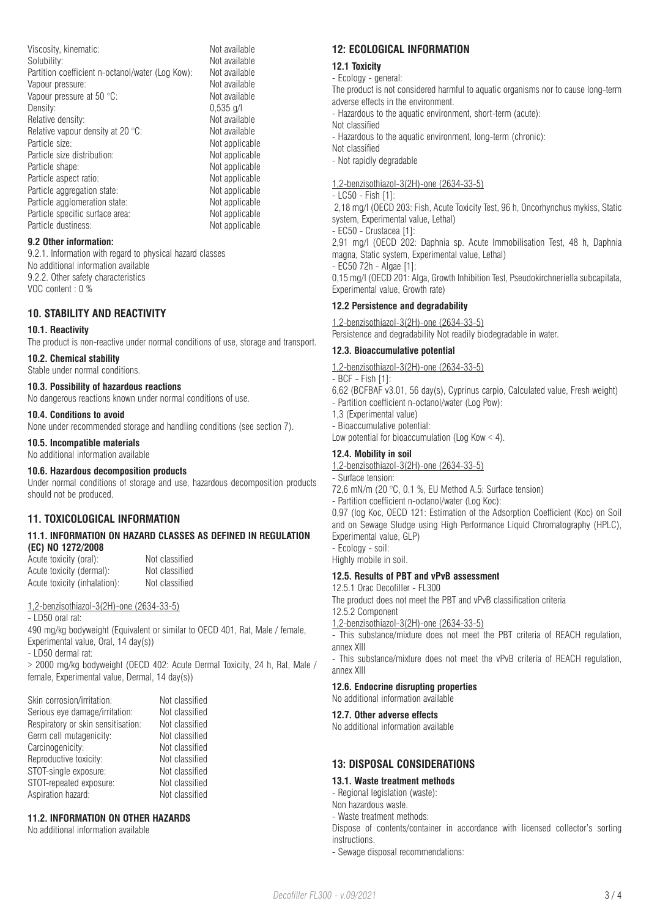| | |
|---|---|
| Viscosity, kinematic: | Not available |
| Solubility: | Not available |
| Partition coefficient n-octanol/water (Log Kow): | Not available |
| Vapour pressure: | Not available |
| Vapour pressure at 50 °C: | Not available |
| Density: | 0,535 g/l |
| Relative density: | Not available |
| Relative vapour density at 20 °C: | Not available |
| Particle size: | Not applicable |
| Particle size distribution: | Not applicable |
| Particle shape: | Not applicable |
| Particle aspect ratio: | Not applicable |
| Particle aggregation state: | Not applicable |
| Particle agglomeration state: | Not applicable |
| Particle specific surface area: | Not applicable |
| Particle dustiness: | Not applicable |

### 9.2 Other information:

9.2.1. Information with regard to physical hazard classes
No additional information available
9.2.2. Other safety characteristics
VOC content : 0 %

## 10. STABILITY AND REACTIVITY

### 10.1. Reactivity

The product is non-reactive under normal conditions of use, storage and transport.

### 10.2. Chemical stability

Stable under normal conditions.

### 10.3. Possibility of hazardous reactions

No dangerous reactions known under normal conditions of use.

### 10.4. Conditions to avoid

None under recommended storage and handling conditions (see section 7).

### 10.5. Incompatible materials

No additional information available

### 10.6. Hazardous decomposition products

Under normal conditions of storage and use, hazardous decomposition products should not be produced.

## 11. TOXICOLOGICAL INFORMATION

### 11.1. INFORMATION ON HAZARD CLASSES AS DEFINED IN REGULATION (EC) NO 1272/2008

| | |
|---|---|
| Acute toxicity (oral): | Not classified |
| Acute toxicity (dermal): | Not classified |
| Acute toxicity (inhalation): | Not classified |

1,2-benzisothiazol-3(2H)-one (2634-33-5)

- LD50 oral rat:

490 mg/kg bodyweight (Equivalent or similar to OECD 401, Rat, Male / female, Experimental value, Oral, 14 day(s))

- LD50 dermal rat:

> 2000 mg/kg bodyweight (OECD 402: Acute Dermal Toxicity, 24 h, Rat, Male / female, Experimental value, Dermal, 14 day(s))

| | |
|---|---|
| Skin corrosion/irritation: | Not classified |
| Serious eye damage/irritation: | Not classified |
| Respiratory or skin sensitisation: | Not classified |
| Germ cell mutagenicity: | Not classified |
| Carcinogenicity: | Not classified |
| Reproductive toxicity: | Not classified |
| STOT-single exposure: | Not classified |
| STOT-repeated exposure: | Not classified |
| Aspiration hazard: | Not classified |

### 11.2. INFORMATION ON OTHER HAZARDS

No additional information available

## 12: ECOLOGICAL INFORMATION

### 12.1 Toxicity

- Ecology - general:

The product is not considered harmful to aquatic organisms nor to cause long-term adverse effects in the environment.

- Hazardous to the aquatic environment, short-term (acute):

Not classified

- Hazardous to the aquatic environment, long-term (chronic):

Not classified

- Not rapidly degradable

1,2-benzisothiazol-3(2H)-one (2634-33-5)

- LC50 - Fish [1]:

2,18 mg/l (OECD 203: Fish, Acute Toxicity Test, 96 h, Oncorhynchus mykiss, Static system, Experimental value, Lethal)

- EC50 - Crustacea [1]:

2,91 mg/l (OECD 202: Daphnia sp. Acute Immobilisation Test, 48 h, Daphnia magna, Static system, Experimental value, Lethal)

- EC50 72h - Algae [1]:

0,15 mg/l (OECD 201: Alga, Growth Inhibition Test, Pseudokirchneriella subcapitata, Experimental value, Growth rate)

### 12.2 Persistence and degradability

1,2-benzisothiazol-3(2H)-one (2634-33-5)

Persistence and degradability Not readily biodegradable in water.

### 12.3. Bioaccumulative potential

1,2-benzisothiazol-3(2H)-one (2634-33-5)

- BCF - Fish [1]:

6,62 (BCFBAF v3.01, 56 day(s), Cyprinus carpio, Calculated value, Fresh weight)

- Partition coefficient n-octanol/water (Log Pow):

1,3 (Experimental value)

- Bioaccumulative potential:

Low potential for bioaccumulation (Log Kow < 4).

### 12.4. Mobility in soil

1,2-benzisothiazol-3(2H)-one (2634-33-5)

- Surface tension:

72,6 mN/m (20 °C, 0.1 %, EU Method A.5: Surface tension)

- Partition coefficient n-octanol/water (Log Koc):

0,97 (log Koc, OECD 121: Estimation of the Adsorption Coefficient (Koc) on Soil and on Sewage Sludge using High Performance Liquid Chromatography (HPLC), Experimental value, GLP)

- Ecology - soil:

Highly mobile in soil.

### 12.5. Results of PBT and vPvB assessment

12.5.1 Orac Decofiller - FL300

The product does not meet the PBT and vPvB classification criteria

12.5.2 Component

1,2-benzisothiazol-3(2H)-one (2634-33-5)

- This substance/mixture does not meet the PBT criteria of REACH regulation, annex XIII

- This substance/mixture does not meet the vPvB criteria of REACH regulation, annex XIII

### 12.6. Endocrine disrupting properties

No additional information available

### 12.7. Other adverse effects

No additional information available

## 13: DISPOSAL CONSIDERATIONS

### 13.1. Waste treatment methods

- Regional legislation (waste):

Non hazardous waste.

- Waste treatment methods:

Dispose of contents/container in accordance with licensed collector's sorting instructions.

- Sewage disposal recommendations: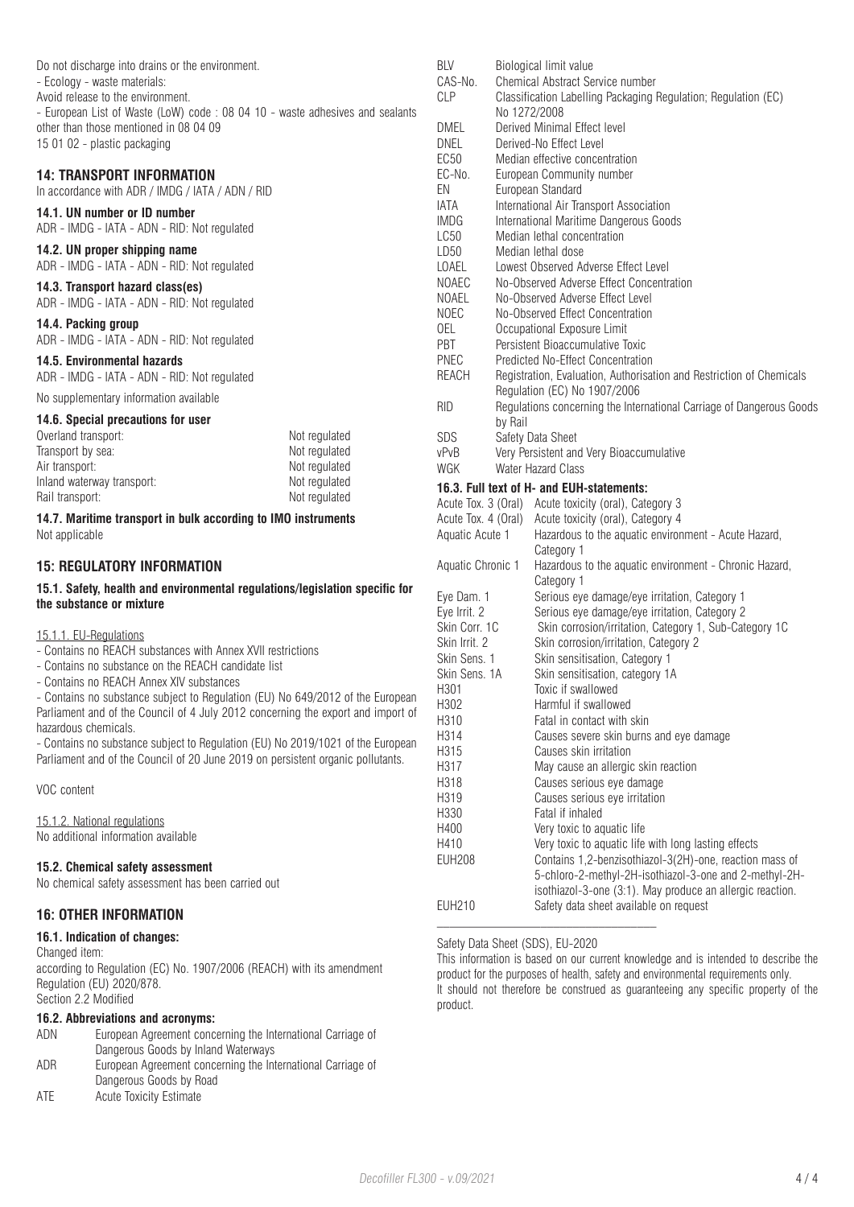Do not discharge into drains or the environment.

- Ecology - waste materials:

Avoid release to the environment.

- European List of Waste (LoW) code : 08 04 10 - waste adhesives and sealants other than those mentioned in 08 04 09

15 01 02 - plastic packaging

## 14: TRANSPORT INFORMATION

In accordance with ADR / IMDG / IATA / ADN / RID

### 14.1. UN number or ID number

ADR - IMDG - IATA - ADN - RID: Not regulated

### 14.2. UN proper shipping name

ADR - IMDG - IATA - ADN - RID: Not regulated

### 14.3. Transport hazard class(es)

ADR - IMDG - IATA - ADN - RID: Not regulated

### 14.4. Packing group

ADR - IMDG - IATA - ADN - RID: Not regulated

### 14.5. Environmental hazards

ADR - IMDG - IATA - ADN - RID: Not regulated

No supplementary information available

### 14.6. Special precautions for user

| | |
|---|---|
| Overland transport: | Not regulated |
| Transport by sea: | Not regulated |
| Air transport: | Not regulated |
| Inland waterway transport: | Not regulated |
| Rail transport: | Not regulated |

### 14.7. Maritime transport in bulk according to IMO instruments

Not applicable

## 15: REGULATORY INFORMATION

### 15.1. Safety, health and environmental regulations/legislation specific for the substance or mixture

15.1.1. EU-Regulations

- Contains no REACH substances with Annex XVII restrictions
- Contains no substance on the REACH candidate list
- Contains no REACH Annex XIV substances
- Contains no substance subject to Regulation (EU) No 649/2012 of the European Parliament and of the Council of 4 July 2012 concerning the export and import of hazardous chemicals.
- Contains no substance subject to Regulation (EU) No 2019/1021 of the European Parliament and of the Council of 20 June 2019 on persistent organic pollutants.

VOC content

15.1.2. National regulations

No additional information available

### 15.2. Chemical safety assessment

No chemical safety assessment has been carried out

## 16: OTHER INFORMATION

### 16.1. Indication of changes:

Changed item:

according to Regulation (EC) No. 1907/2006 (REACH) with its amendment Regulation (EU) 2020/878.

Section 2.2 Modified

### 16.2. Abbreviations and acronyms:

| | |
|---|---|
| ADN | European Agreement concerning the International Carriage of Dangerous Goods by Inland Waterways |
| ADR | European Agreement concerning the International Carriage of Dangerous Goods by Road |
| ATE | Acute Toxicity Estimate |
| BLV | Biological limit value |
| CAS-No. | Chemical Abstract Service number |
| CLP | Classification Labelling Packaging Regulation; Regulation (EC) No 1272/2008 |
| DMEL | Derived Minimal Effect level |
| DNEL | Derived-No Effect Level |
| EC50 | Median effective concentration |
| EC-No. | European Community number |
| EN | European Standard |
| IATA | International Air Transport Association |
| IMDG | International Maritime Dangerous Goods |
| LC50 | Median lethal concentration |
| LD50 | Median lethal dose |
| LOAEL | Lowest Observed Adverse Effect Level |
| NOAEC | No-Observed Adverse Effect Concentration |
| NOAEL | No-Observed Adverse Effect Level |
| NOEC | No-Observed Effect Concentration |
| OEL | Occupational Exposure Limit |
| PBT | Persistent Bioaccumulative Toxic |
| PNEC | Predicted No-Effect Concentration |
| REACH | Registration, Evaluation, Authorisation and Restriction of Chemicals Regulation (EC) No 1907/2006 |
| RID | Regulations concerning the International Carriage of Dangerous Goods by Rail |
| SDS | Safety Data Sheet |
| vPvB | Very Persistent and Very Bioaccumulative |
| WGK | Water Hazard Class |

### 16.3. Full text of H- and EUH-statements:

| | |
|---|---|
| Acute Tox. 3 (Oral) | Acute toxicity (oral), Category 3 |
| Acute Tox. 4 (Oral) | Acute toxicity (oral), Category 4 |
| Aquatic Acute 1 | Hazardous to the aquatic environment - Acute Hazard, Category 1 |
| Aquatic Chronic 1 | Hazardous to the aquatic environment - Chronic Hazard, Category 1 |
| Eye Dam. 1 | Serious eye damage/eye irritation, Category 1 |
| Eye Irrit. 2 | Serious eye damage/eye irritation, Category 2 |
| Skin Corr. 1C | Skin corrosion/irritation, Category 1, Sub-Category 1C |
| Skin Irrit. 2 | Skin corrosion/irritation, Category 2 |
| Skin Sens. 1 | Skin sensitisation, Category 1 |
| Skin Sens. 1A | Skin sensitisation, category 1A |
| H301 | Toxic if swallowed |
| H302 | Harmful if swallowed |
| H310 | Fatal in contact with skin |
| H314 | Causes severe skin burns and eye damage |
| H315 | Causes skin irritation |
| H317 | May cause an allergic skin reaction |
| H318 | Causes serious eye damage |
| H319 | Causes serious eye irritation |
| H330 | Fatal if inhaled |
| H400 | Very toxic to aquatic life |
| H410 | Very toxic to aquatic life with long lasting effects |
| EUH208 | Contains 1,2-benzisothiazol-3(2H)-one, reaction mass of 5-chloro-2-methyl-2H-isothiazol-3-one and 2-methyl-2H-isothiazol-3-one (3:1). May produce an allergic reaction. |
| EUH210 | Safety data sheet available on request |

Safety Data Sheet (SDS), EU-2020

This information is based on our current knowledge and is intended to describe the product for the purposes of health, safety and environmental requirements only. It should not therefore be construed as guaranteeing any specific property of the product.